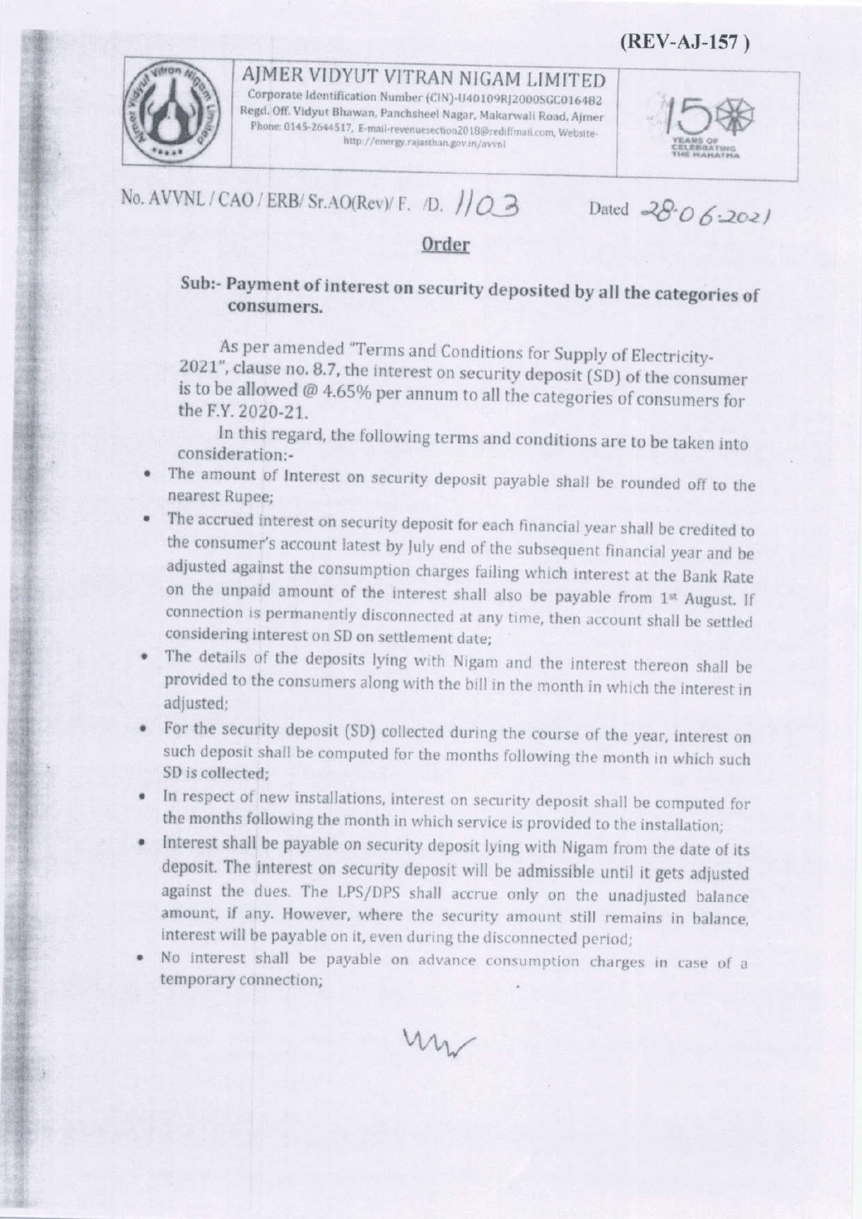(REV-AJ-157)

**AJMER VIDYUT VITRAN NIGAM LIMITED**
Corporate Identification Number (CIN)-U40109RJ2000SGC016482
Regd. Off. Vidyut Bhawan, Panchsheel Nagar, Makarwali Road, Ajmer
Phone: 0145-2644517, E-mail-revenuesection2018@rediffmail.com, Website-http://energy.rajasthan.gov.in/avvnl

No. AVVNL / CAO / ERB/ Sr.AO(Rev)/ F. /D. 1103 Dated 28.06.2021

## Order

### Sub:- Payment of interest on security deposited by all the categories of consumers.

As per amended "Terms and Conditions for Supply of Electricity-2021", clause no. 8.7, the interest on security deposit (SD) of the consumer is to be allowed @ 4.65% per annum to all the categories of consumers for the F.Y. 2020-21.

In this regard, the following terms and conditions are to be taken into consideration:-

- The amount of Interest on security deposit payable shall be rounded off to the nearest Rupee;
- The accrued interest on security deposit for each financial year shall be credited to the consumer's account latest by July end of the subsequent financial year and be adjusted against the consumption charges failing which interest at the Bank Rate on the unpaid amount of the interest shall also be payable from 1st August. If connection is permanently disconnected at any time, then account shall be settled considering interest on SD on settlement date;
- The details of the deposits lying with Nigam and the interest thereon shall be provided to the consumers along with the bill in the month in which the interest in adjusted;
- For the security deposit (SD) collected during the course of the year, interest on such deposit shall be computed for the months following the month in which such SD is collected;
- In respect of new installations, interest on security deposit shall be computed for the months following the month in which service is provided to the installation;
- Interest shall be payable on security deposit lying with Nigam from the date of its deposit. The interest on security deposit will be admissible until it gets adjusted against the dues. The LPS/DPS shall accrue only on the unadjusted balance amount, if any. However, where the security amount still remains in balance, interest will be payable on it, even during the disconnected period;
- No interest shall be payable on advance consumption charges in case of a temporary connection;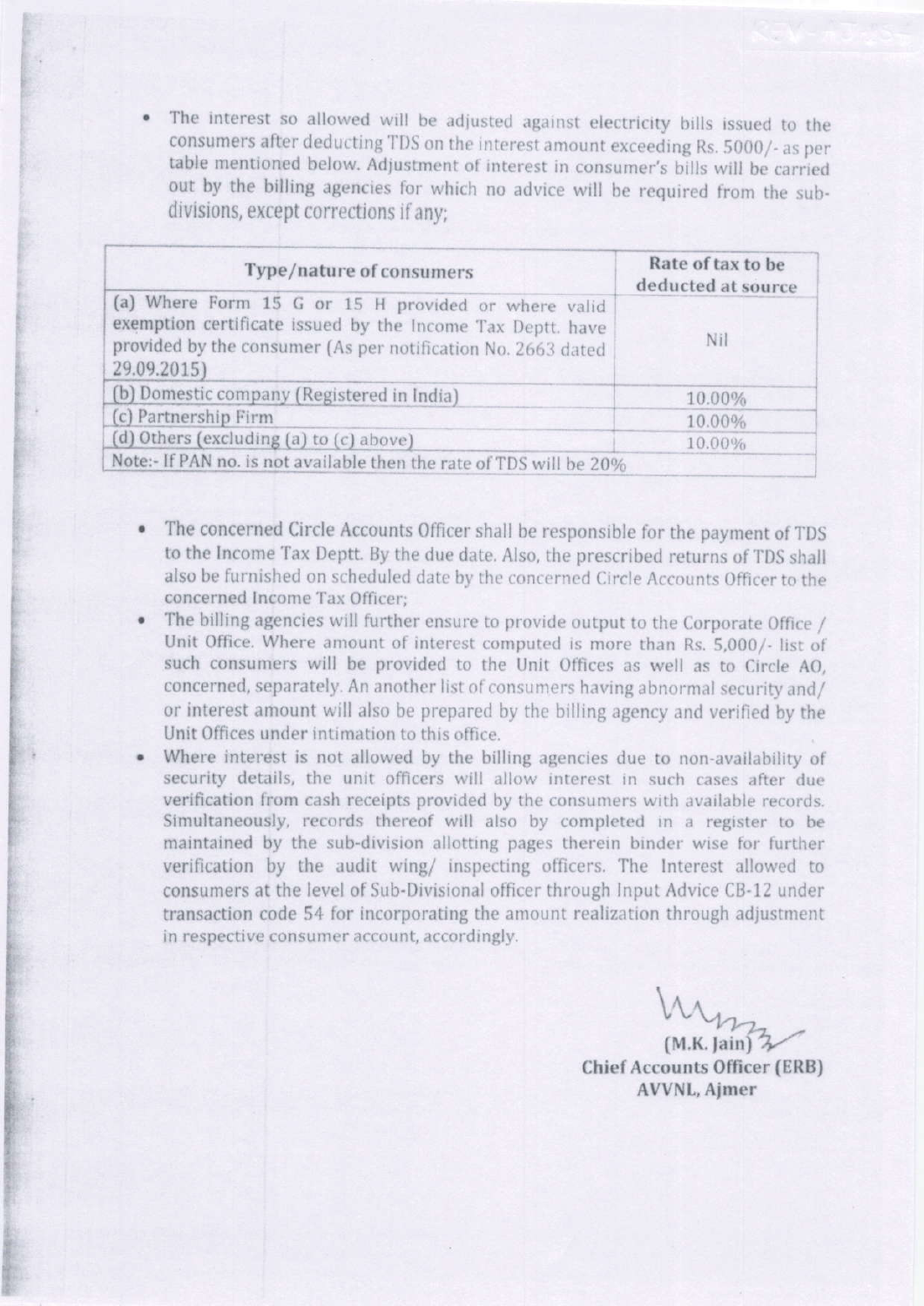- The interest so allowed will be adjusted against electricity bills issued to the consumers after deducting TDS on the interest amount exceeding Rs. 5000/- as per table mentioned below. Adjustment of interest in consumer's bills will be carried out by the billing agencies for which no advice will be required from the sub-divisions, except corrections if any;

| Type/nature of consumers | Rate of tax to be deducted at source |
|---|---|
| (a) Where Form 15 G or 15 H provided or where valid exemption certificate issued by the Income Tax Deptt. have provided by the consumer (As per notification No. 2663 dated 29.09.2015) | Nil |
| (b) Domestic company (Registered in India) | 10.00% |
| (c) Partnership Firm | 10.00% |
| (d) Others (excluding (a) to (c) above) | 10.00% |
| Note:- If PAN no. is not available then the rate of TDS will be 20% | |

- The concerned Circle Accounts Officer shall be responsible for the payment of TDS to the Income Tax Deptt. By the due date. Also, the prescribed returns of TDS shall also be furnished on scheduled date by the concerned Circle Accounts Officer to the concerned Income Tax Officer;
- The billing agencies will further ensure to provide output to the Corporate Office / Unit Office. Where amount of interest computed is more than Rs. 5,000/- list of such consumers will be provided to the Unit Offices as well as to Circle AO, concerned, separately. An another list of consumers having abnormal security and/ or interest amount will also be prepared by the billing agency and verified by the Unit Offices under intimation to this office.
- Where interest is not allowed by the billing agencies due to non-availability of security details, the unit officers will allow interest in such cases after due verification from cash receipts provided by the consumers with available records. Simultaneously, records thereof will also by completed in a register to be maintained by the sub-division allotting pages therein binder wise for further verification by the audit wing/ inspecting officers. The Interest allowed to consumers at the level of Sub-Divisional officer through Input Advice CB-12 under transaction code 54 for incorporating the amount realization through adjustment in respective consumer account, accordingly.

(M.K. Jain)
**Chief Accounts Officer (ERB)**
**AVVNL, Ajmer**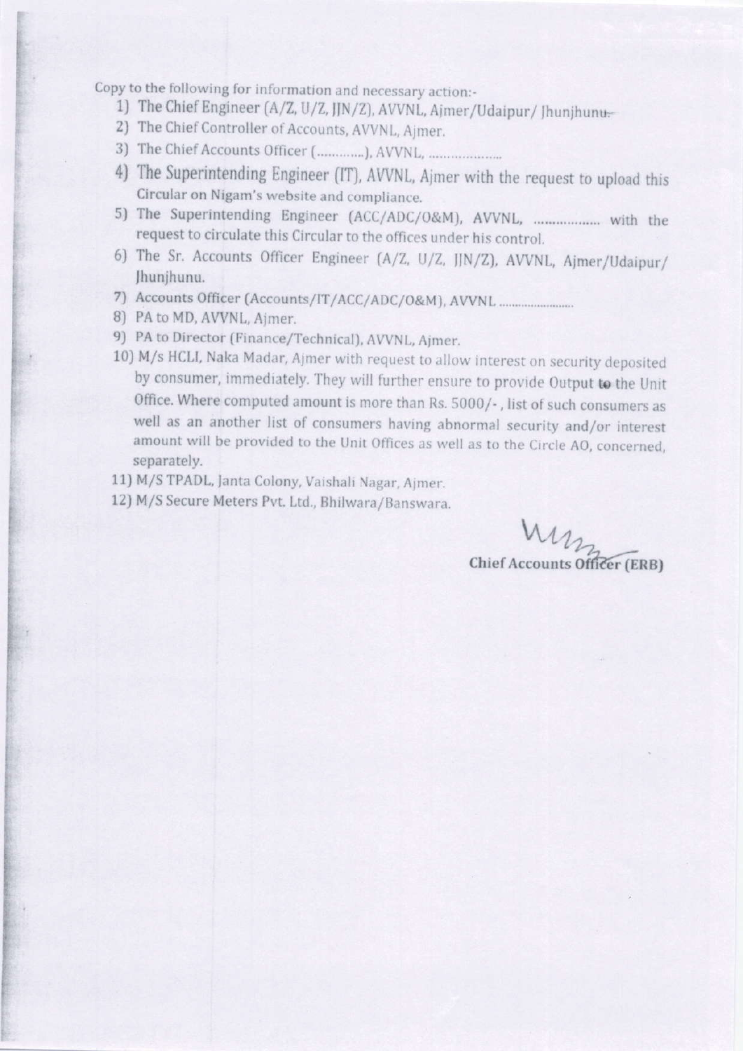Copy to the following for information and necessary action:-

1) The Chief Engineer (A/Z, U/Z, JJN/Z), AVVNL, Ajmer/Udaipur/ Jhunjhunu.
2) The Chief Controller of Accounts, AVVNL, Ajmer.
3) The Chief Accounts Officer (............), AVVNL, ....................
4) The Superintending Engineer (IT), AVVNL, Ajmer with the request to upload this Circular on Nigam's website and compliance.
5) The Superintending Engineer (ACC/ADC/O&M), AVVNL, ................. with the request to circulate this Circular to the offices under his control.
6) The Sr. Accounts Officer Engineer (A/Z, U/Z, JJN/Z), AVVNL, Ajmer/Udaipur/ Jhunjhunu.
7) Accounts Officer (Accounts/IT/ACC/ADC/O&M), AVVNL .......................
8) PA to MD, AVVNL, Ajmer.
9) PA to Director (Finance/Technical), AVVNL, Ajmer.
10) M/s HCLI, Naka Madar, Ajmer with request to allow interest on security deposited by consumer, immediately. They will further ensure to provide Output to the Unit Office. Where computed amount is more than Rs. 5000/- , list of such consumers as well as an another list of consumers having abnormal security and/or interest amount will be provided to the Unit Offices as well as to the Circle AO, concerned, separately.
11) M/S TPADL, Janta Colony, Vaishali Nagar, Ajmer.
12) M/S Secure Meters Pvt. Ltd., Bhilwara/Banswara.

Chief Accounts Officer (ERB)